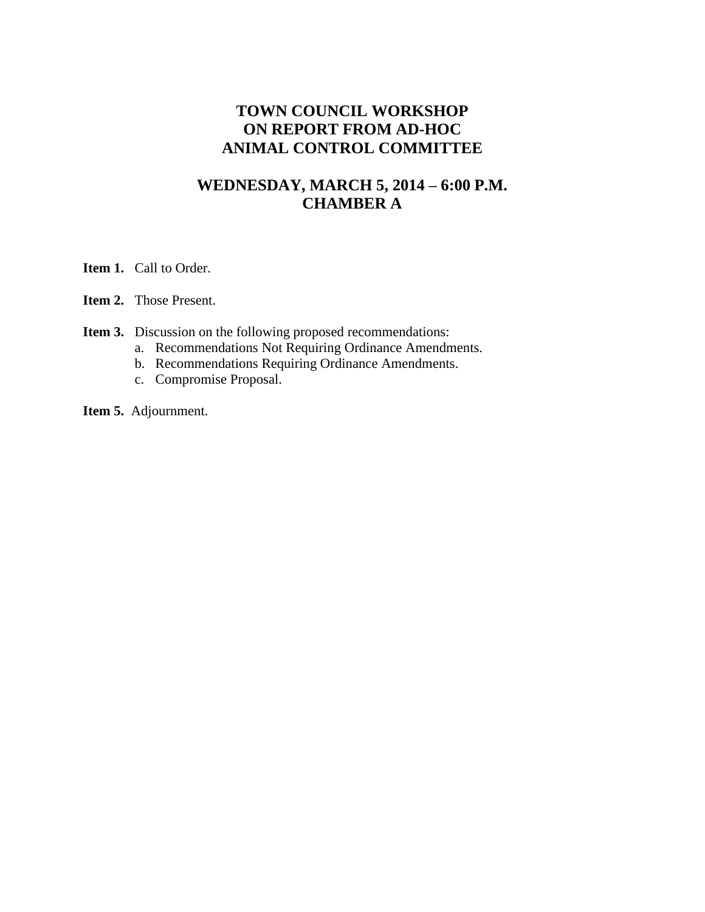# TOWN COUNCIL WORKSHOP
# ON REPORT FROM AD-HOC
# ANIMAL CONTROL COMMITTEE

## WEDNESDAY, MARCH 5, 2014 – 6:00 P.M.
## CHAMBER A

**Item 1.** Call to Order.

**Item 2.** Those Present.

**Item 3.** Discussion on the following proposed recommendations:

a. Recommendations Not Requiring Ordinance Amendments.
b. Recommendations Requiring Ordinance Amendments.
c. Compromise Proposal.

**Item 5.** Adjournment.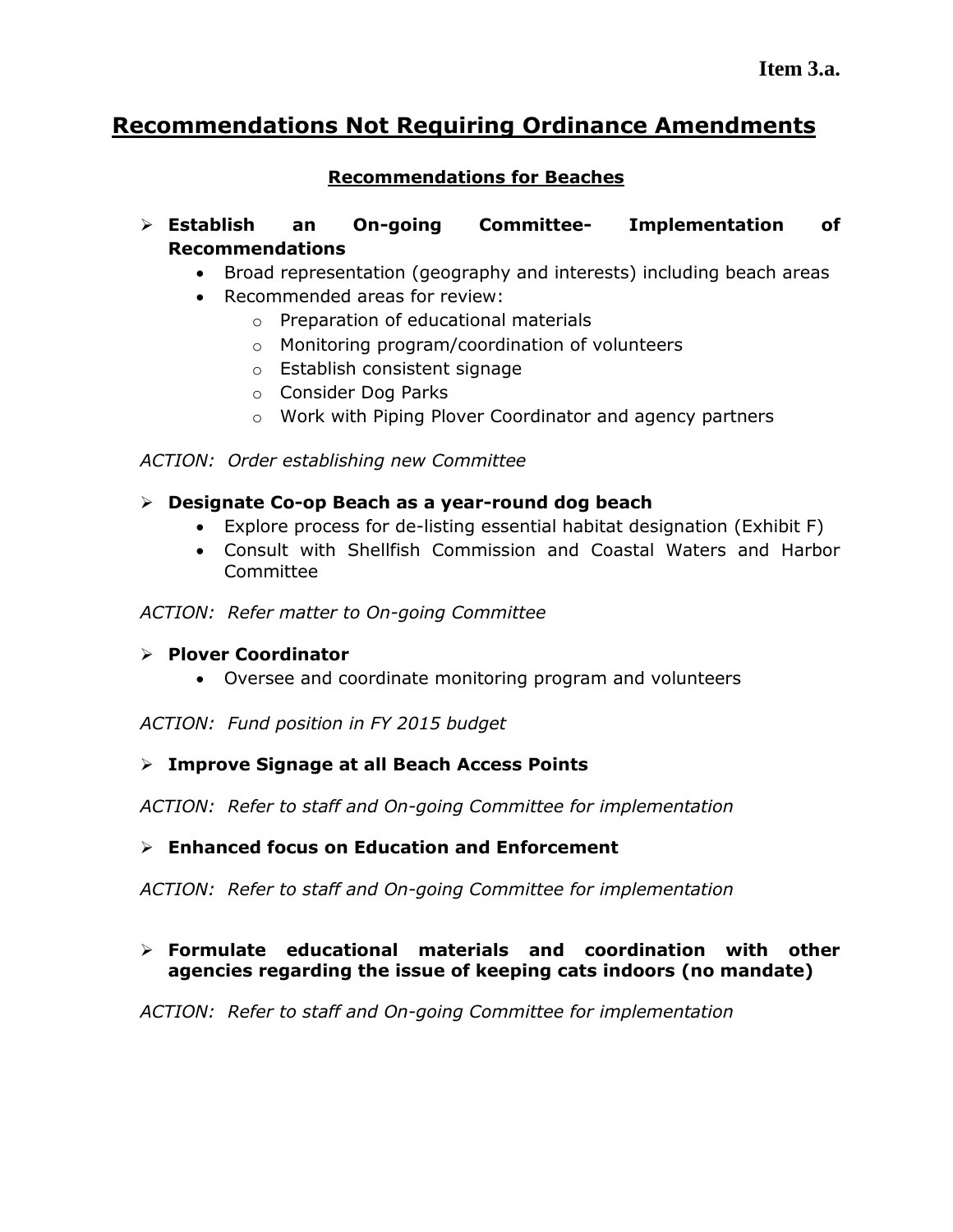**Item 3.a.**

# Recommendations Not Requiring Ordinance Amendments

## Recommendations for Beaches

- **Establish an On-going Committee- Implementation of Recommendations**
  - Broad representation (geography and interests) including beach areas
  - Recommended areas for review:
    - Preparation of educational materials
    - Monitoring program/coordination of volunteers
    - Establish consistent signage
    - Consider Dog Parks
    - Work with Piping Plover Coordinator and agency partners

*ACTION: Order establishing new Committee*

- **Designate Co-op Beach as a year-round dog beach**
  - Explore process for de-listing essential habitat designation (Exhibit F)
  - Consult with Shellfish Commission and Coastal Waters and Harbor Committee

*ACTION: Refer matter to On-going Committee*

- **Plover Coordinator**
  - Oversee and coordinate monitoring program and volunteers

*ACTION: Fund position in FY 2015 budget*

- **Improve Signage at all Beach Access Points**

*ACTION: Refer to staff and On-going Committee for implementation*

- **Enhanced focus on Education and Enforcement**

*ACTION: Refer to staff and On-going Committee for implementation*

- **Formulate educational materials and coordination with other agencies regarding the issue of keeping cats indoors (no mandate)**

*ACTION: Refer to staff and On-going Committee for implementation*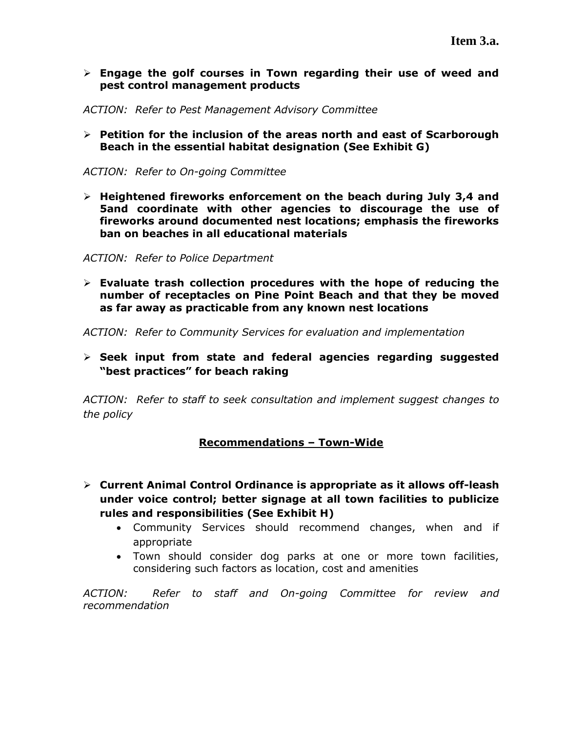- **Engage the golf courses in Town regarding their use of weed and pest control management products**

*ACTION: Refer to Pest Management Advisory Committee*

- **Petition for the inclusion of the areas north and east of Scarborough Beach in the essential habitat designation (See Exhibit G)**

*ACTION: Refer to On-going Committee*

- **Heightened fireworks enforcement on the beach during July 3,4 and 5and coordinate with other agencies to discourage the use of fireworks around documented nest locations; emphasis the fireworks ban on beaches in all educational materials**

*ACTION: Refer to Police Department*

- **Evaluate trash collection procedures with the hope of reducing the number of receptacles on Pine Point Beach and that they be moved as far away as practicable from any known nest locations**

*ACTION: Refer to Community Services for evaluation and implementation*

- **Seek input from state and federal agencies regarding suggested "best practices" for beach raking**

*ACTION: Refer to staff to seek consultation and implement suggest changes to the policy*

## Recommendations – Town-Wide

- **Current Animal Control Ordinance is appropriate as it allows off-leash under voice control; better signage at all town facilities to publicize rules and responsibilities (See Exhibit H)**
  - Community Services should recommend changes, when and if appropriate
  - Town should consider dog parks at one or more town facilities, considering such factors as location, cost and amenities

*ACTION: Refer to staff and On-going Committee for review and recommendation*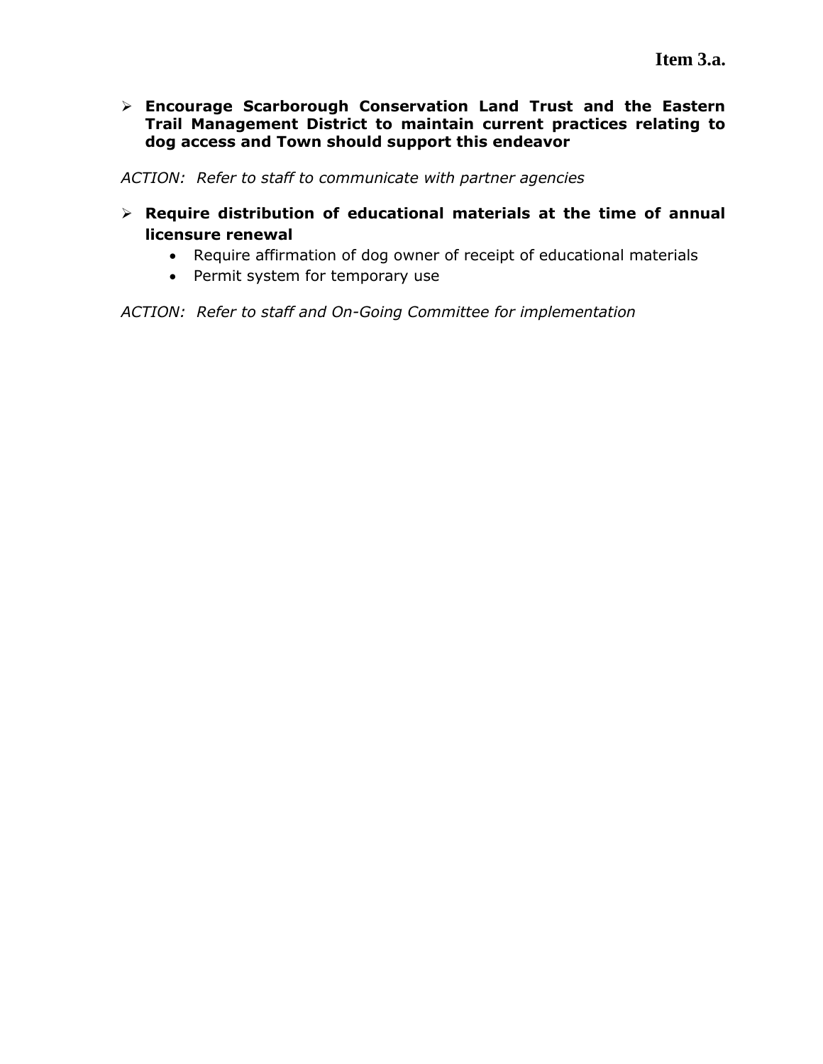- **Encourage Scarborough Conservation Land Trust and the Eastern Trail Management District to maintain current practices relating to dog access and Town should support this endeavor**

*ACTION: Refer to staff to communicate with partner agencies*

- **Require distribution of educational materials at the time of annual licensure renewal**
  - Require affirmation of dog owner of receipt of educational materials
  - Permit system for temporary use

*ACTION: Refer to staff and On-Going Committee for implementation*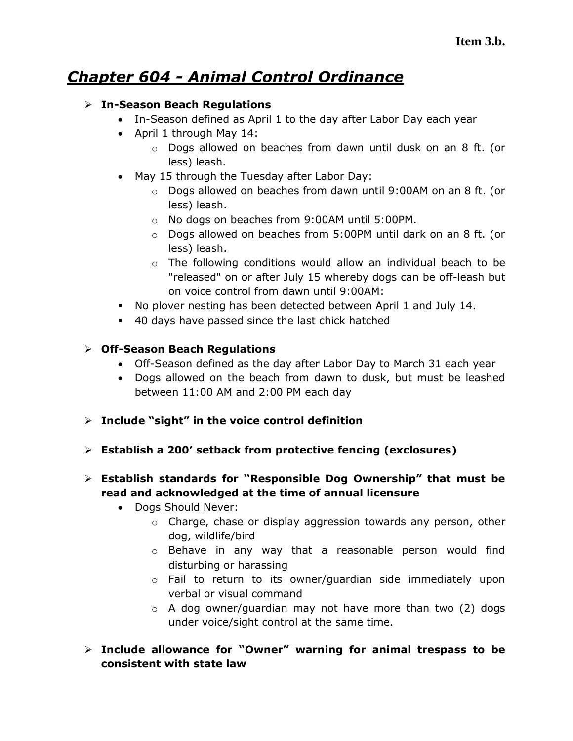**Item 3.b.**

# ***Chapter 604 - Animal Control Ordinance***

- **In-Season Beach Regulations**
  - In-Season defined as April 1 to the day after Labor Day each year
  - April 1 through May 14:
    - Dogs allowed on beaches from dawn until dusk on an 8 ft. (or less) leash.
  - May 15 through the Tuesday after Labor Day:
    - Dogs allowed on beaches from dawn until 9:00AM on an 8 ft. (or less) leash.
    - No dogs on beaches from 9:00AM until 5:00PM.
    - Dogs allowed on beaches from 5:00PM until dark on an 8 ft. (or less) leash.
    - The following conditions would allow an individual beach to be "released" on or after July 15 whereby dogs can be off-leash but on voice control from dawn until 9:00AM:
  - No plover nesting has been detected between April 1 and July 14.
  - 40 days have passed since the last chick hatched

- **Off-Season Beach Regulations**
  - Off-Season defined as the day after Labor Day to March 31 each year
  - Dogs allowed on the beach from dawn to dusk, but must be leashed between 11:00 AM and 2:00 PM each day

- **Include "sight" in the voice control definition**

- **Establish a 200' setback from protective fencing (exclosures)**

- **Establish standards for "Responsible Dog Ownership" that must be read and acknowledged at the time of annual licensure**
  - Dogs Should Never:
    - Charge, chase or display aggression towards any person, other dog, wildlife/bird
    - Behave in any way that a reasonable person would find disturbing or harassing
    - Fail to return to its owner/guardian side immediately upon verbal or visual command
    - A dog owner/guardian may not have more than two (2) dogs under voice/sight control at the same time.

- **Include allowance for "Owner" warning for animal trespass to be consistent with state law**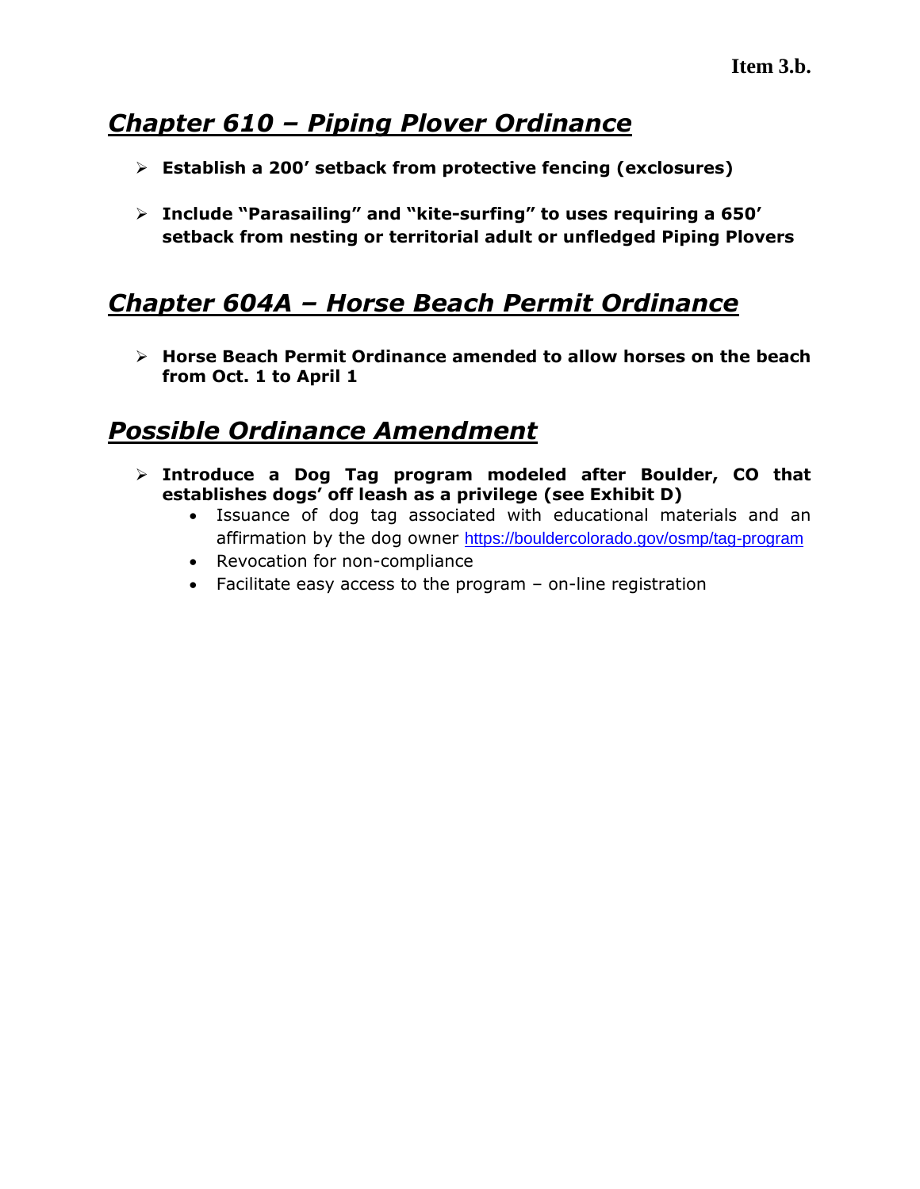**Item 3.b.**

## *Chapter 610 – Piping Plover Ordinance*

- **Establish a 200' setback from protective fencing (exclosures)**
- **Include "Parasailing" and "kite-surfing" to uses requiring a 650' setback from nesting or territorial adult or unfledged Piping Plovers**

## *Chapter 604A – Horse Beach Permit Ordinance*

- **Horse Beach Permit Ordinance amended to allow horses on the beach from Oct. 1 to April 1**

## *Possible Ordinance Amendment*

- **Introduce a Dog Tag program modeled after Boulder, CO that establishes dogs' off leash as a privilege (see Exhibit D)**
  - Issuance of dog tag associated with educational materials and an affirmation by the dog owner https://bouldercolorado.gov/osmp/tag-program
  - Revocation for non-compliance
  - Facilitate easy access to the program – on-line registration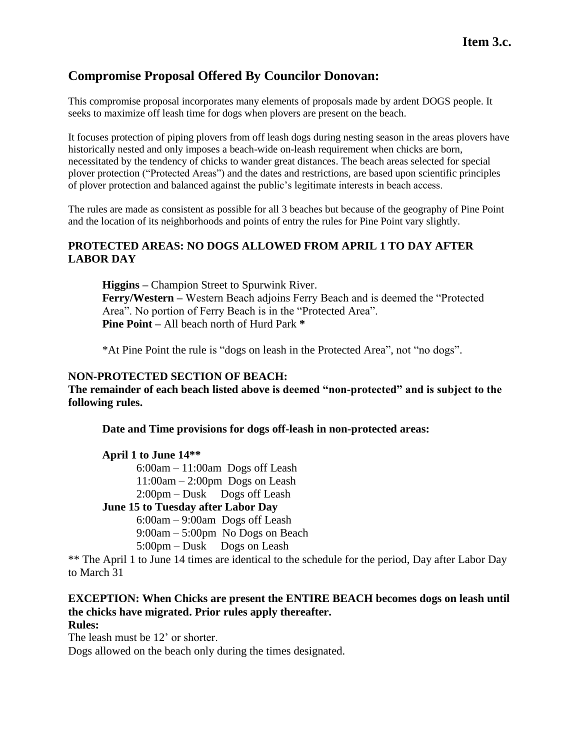**Item 3.c.**

## Compromise Proposal Offered By Councilor Donovan:

This compromise proposal incorporates many elements of proposals made by ardent DOGS people. It seeks to maximize off leash time for dogs when plovers are present on the beach.

It focuses protection of piping plovers from off leash dogs during nesting season in the areas plovers have historically nested and only imposes a beach-wide on-leash requirement when chicks are born, necessitated by the tendency of chicks to wander great distances. The beach areas selected for special plover protection ("Protected Areas") and the dates and restrictions, are based upon scientific principles of plover protection and balanced against the public's legitimate interests in beach access.

The rules are made as consistent as possible for all 3 beaches but because of the geography of Pine Point and the location of its neighborhoods and points of entry the rules for Pine Point vary slightly.

### PROTECTED AREAS: NO DOGS ALLOWED FROM APRIL 1 TO DAY AFTER LABOR DAY

**Higgins –** Champion Street to Spurwink River.
**Ferry/Western –** Western Beach adjoins Ferry Beach and is deemed the "Protected Area". No portion of Ferry Beach is in the "Protected Area".
**Pine Point –** All beach north of Hurd Park **\***

\*At Pine Point the rule is "dogs on leash in the Protected Area", not "no dogs".

### NON-PROTECTED SECTION OF BEACH:

**The remainder of each beach listed above is deemed "non-protected" and is subject to the following rules.**

**Date and Time provisions for dogs off-leash in non-protected areas:**

**April 1 to June 14\*\***
6:00am – 11:00am Dogs off Leash
11:00am – 2:00pm Dogs on Leash
2:00pm – Dusk Dogs off Leash

**June 15 to Tuesday after Labor Day**
6:00am – 9:00am Dogs off Leash
9:00am – 5:00pm No Dogs on Beach
5:00pm – Dusk Dogs on Leash

\*\* The April 1 to June 14 times are identical to the schedule for the period, Day after Labor Day to March 31

**EXCEPTION: When Chicks are present the ENTIRE BEACH becomes dogs on leash until the chicks have migrated. Prior rules apply thereafter.**

**Rules:**

The leash must be 12' or shorter.
Dogs allowed on the beach only during the times designated.